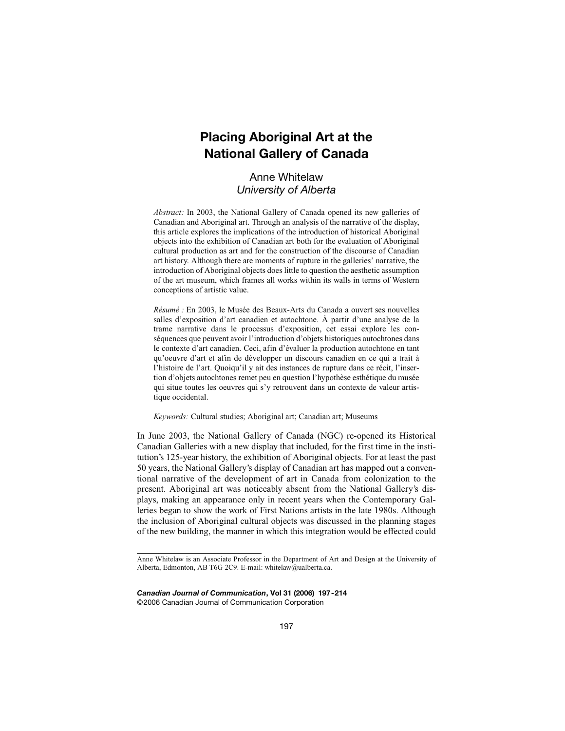# Placing Aboriginal Art at the National Gallery of Canada

Anne Whitelaw
*University of Alberta*

*Abstract:* In 2003, the National Gallery of Canada opened its new galleries of Canadian and Aboriginal art. Through an analysis of the narrative of the display, this article explores the implications of the introduction of historical Aboriginal objects into the exhibition of Canadian art both for the evaluation of Aboriginal cultural production as art and for the construction of the discourse of Canadian art history. Although there are moments of rupture in the galleries' narrative, the introduction of Aboriginal objects does little to question the aesthetic assumption of the art museum, which frames all works within its walls in terms of Western conceptions of artistic value.

*Résumé :* En 2003, le Musée des Beaux-Arts du Canada a ouvert ses nouvelles salles d'exposition d'art canadien et autochtone. À partir d'une analyse de la trame narrative dans le processus d'exposition, cet essai explore les conséquences que peuvent avoir l'introduction d'objets historiques autochtones dans le contexte d'art canadien. Ceci, afin d'évaluer la production autochtone en tant qu'oeuvre d'art et afin de développer un discours canadien en ce qui a trait à l'histoire de l'art. Quoiqu'il y ait des instances de rupture dans ce récit, l'insertion d'objets autochtones remet peu en question l'hypothèse esthétique du musée qui situe toutes les oeuvres qui s'y retrouvent dans un contexte de valeur artistique occidental.

*Keywords:* Cultural studies; Aboriginal art; Canadian art; Museums

In June 2003, the National Gallery of Canada (NGC) re-opened its Historical Canadian Galleries with a new display that included, for the first time in the institution's 125-year history, the exhibition of Aboriginal objects. For at least the past 50 years, the National Gallery's display of Canadian art has mapped out a conventional narrative of the development of art in Canada from colonization to the present. Aboriginal art was noticeably absent from the National Gallery's displays, making an appearance only in recent years when the Contemporary Galleries began to show the work of First Nations artists in the late 1980s. Although the inclusion of Aboriginal cultural objects was discussed in the planning stages of the new building, the manner in which this integration would be effected could

---

Anne Whitelaw is an Associate Professor in the Department of Art and Design at the University of Alberta, Edmonton, AB T6G 2C9. E-mail: whitelaw@ualberta.ca.

*Canadian Journal of Communication*, Vol 31 (2006) 197-214
©2006 Canadian Journal of Communication Corporation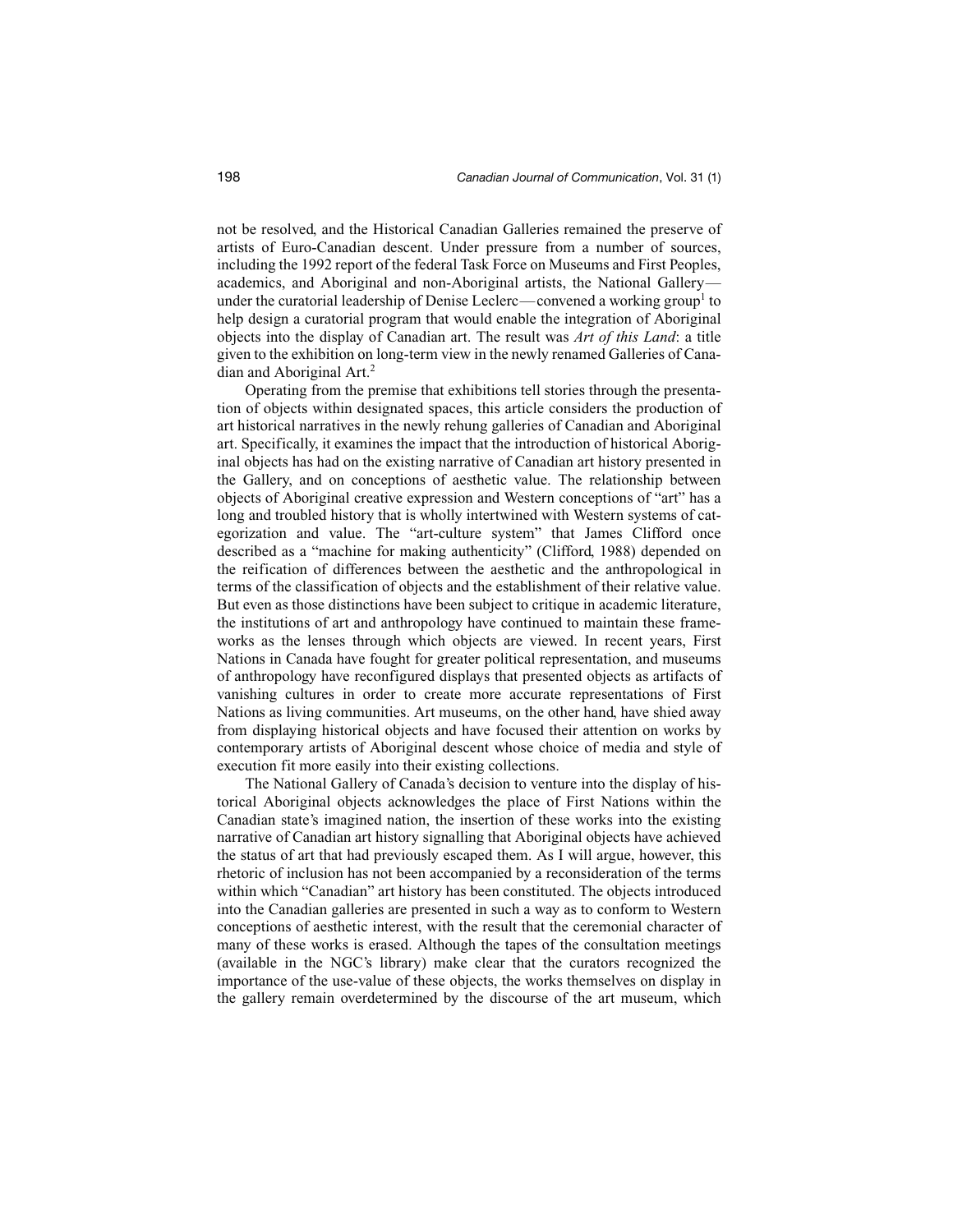not be resolved, and the Historical Canadian Galleries remained the preserve of artists of Euro-Canadian descent. Under pressure from a number of sources, including the 1992 report of the federal Task Force on Museums and First Peoples, academics, and Aboriginal and non-Aboriginal artists, the National Gallery—under the curatorial leadership of Denise Leclerc—convened a working group[1] to help design a curatorial program that would enable the integration of Aboriginal objects into the display of Canadian art. The result was *Art of this Land*: a title given to the exhibition on long-term view in the newly renamed Galleries of Canadian and Aboriginal Art.[2]

Operating from the premise that exhibitions tell stories through the presentation of objects within designated spaces, this article considers the production of art historical narratives in the newly rehung galleries of Canadian and Aboriginal art. Specifically, it examines the impact that the introduction of historical Aboriginal objects has had on the existing narrative of Canadian art history presented in the Gallery, and on conceptions of aesthetic value. The relationship between objects of Aboriginal creative expression and Western conceptions of "art" has a long and troubled history that is wholly intertwined with Western systems of categorization and value. The "art-culture system" that James Clifford once described as a "machine for making authenticity" (Clifford, 1988) depended on the reification of differences between the aesthetic and the anthropological in terms of the classification of objects and the establishment of their relative value. But even as those distinctions have been subject to critique in academic literature, the institutions of art and anthropology have continued to maintain these frameworks as the lenses through which objects are viewed. In recent years, First Nations in Canada have fought for greater political representation, and museums of anthropology have reconfigured displays that presented objects as artifacts of vanishing cultures in order to create more accurate representations of First Nations as living communities. Art museums, on the other hand, have shied away from displaying historical objects and have focused their attention on works by contemporary artists of Aboriginal descent whose choice of media and style of execution fit more easily into their existing collections.

The National Gallery of Canada's decision to venture into the display of historical Aboriginal objects acknowledges the place of First Nations within the Canadian state's imagined nation, the insertion of these works into the existing narrative of Canadian art history signalling that Aboriginal objects have achieved the status of art that had previously escaped them. As I will argue, however, this rhetoric of inclusion has not been accompanied by a reconsideration of the terms within which "Canadian" art history has been constituted. The objects introduced into the Canadian galleries are presented in such a way as to conform to Western conceptions of aesthetic interest, with the result that the ceremonial character of many of these works is erased. Although the tapes of the consultation meetings (available in the NGC's library) make clear that the curators recognized the importance of the use-value of these objects, the works themselves on display in the gallery remain overdetermined by the discourse of the art museum, which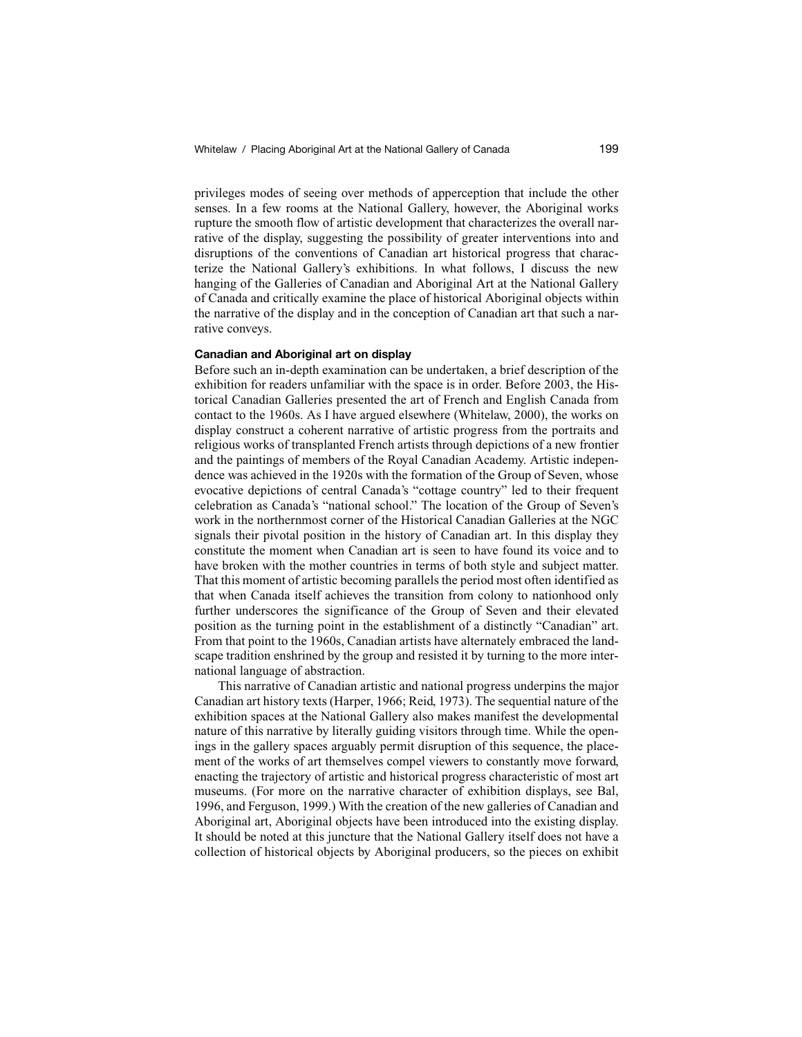privileges modes of seeing over methods of apperception that include the other senses. In a few rooms at the National Gallery, however, the Aboriginal works rupture the smooth flow of artistic development that characterizes the overall narrative of the display, suggesting the possibility of greater interventions into and disruptions of the conventions of Canadian art historical progress that characterize the National Gallery's exhibitions. In what follows, I discuss the new hanging of the Galleries of Canadian and Aboriginal Art at the National Gallery of Canada and critically examine the place of historical Aboriginal objects within the narrative of the display and in the conception of Canadian art that such a narrative conveys.

### Canadian and Aboriginal art on display

Before such an in-depth examination can be undertaken, a brief description of the exhibition for readers unfamiliar with the space is in order. Before 2003, the Historical Canadian Galleries presented the art of French and English Canada from contact to the 1960s. As I have argued elsewhere (Whitelaw, 2000), the works on display construct a coherent narrative of artistic progress from the portraits and religious works of transplanted French artists through depictions of a new frontier and the paintings of members of the Royal Canadian Academy. Artistic independence was achieved in the 1920s with the formation of the Group of Seven, whose evocative depictions of central Canada's "cottage country" led to their frequent celebration as Canada's "national school." The location of the Group of Seven's work in the northernmost corner of the Historical Canadian Galleries at the NGC signals their pivotal position in the history of Canadian art. In this display they constitute the moment when Canadian art is seen to have found its voice and to have broken with the mother countries in terms of both style and subject matter. That this moment of artistic becoming parallels the period most often identified as that when Canada itself achieves the transition from colony to nationhood only further underscores the significance of the Group of Seven and their elevated position as the turning point in the establishment of a distinctly "Canadian" art. From that point to the 1960s, Canadian artists have alternately embraced the landscape tradition enshrined by the group and resisted it by turning to the more international language of abstraction.

This narrative of Canadian artistic and national progress underpins the major Canadian art history texts (Harper, 1966; Reid, 1973). The sequential nature of the exhibition spaces at the National Gallery also makes manifest the developmental nature of this narrative by literally guiding visitors through time. While the openings in the gallery spaces arguably permit disruption of this sequence, the placement of the works of art themselves compel viewers to constantly move forward, enacting the trajectory of artistic and historical progress characteristic of most art museums. (For more on the narrative character of exhibition displays, see Bal, 1996, and Ferguson, 1999.) With the creation of the new galleries of Canadian and Aboriginal art, Aboriginal objects have been introduced into the existing display. It should be noted at this juncture that the National Gallery itself does not have a collection of historical objects by Aboriginal producers, so the pieces on exhibit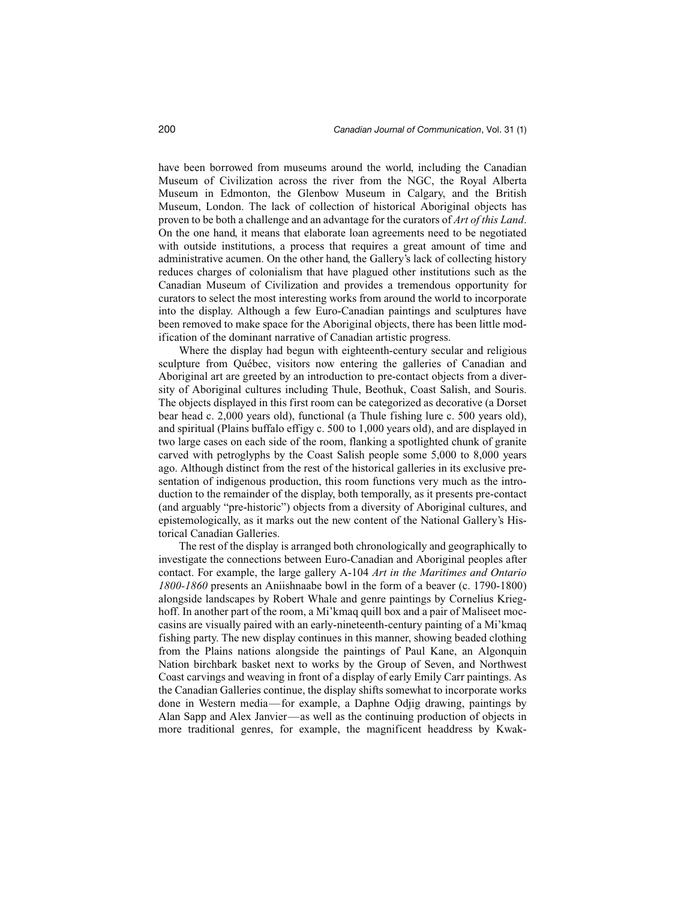have been borrowed from museums around the world, including the Canadian Museum of Civilization across the river from the NGC, the Royal Alberta Museum in Edmonton, the Glenbow Museum in Calgary, and the British Museum, London. The lack of collection of historical Aboriginal objects has proven to be both a challenge and an advantage for the curators of *Art of this Land*. On the one hand, it means that elaborate loan agreements need to be negotiated with outside institutions, a process that requires a great amount of time and administrative acumen. On the other hand, the Gallery's lack of collecting history reduces charges of colonialism that have plagued other institutions such as the Canadian Museum of Civilization and provides a tremendous opportunity for curators to select the most interesting works from around the world to incorporate into the display. Although a few Euro-Canadian paintings and sculptures have been removed to make space for the Aboriginal objects, there has been little modification of the dominant narrative of Canadian artistic progress.

Where the display had begun with eighteenth-century secular and religious sculpture from Québec, visitors now entering the galleries of Canadian and Aboriginal art are greeted by an introduction to pre-contact objects from a diversity of Aboriginal cultures including Thule, Beothuk, Coast Salish, and Souris. The objects displayed in this first room can be categorized as decorative (a Dorset bear head c. 2,000 years old), functional (a Thule fishing lure c. 500 years old), and spiritual (Plains buffalo effigy c. 500 to 1,000 years old), and are displayed in two large cases on each side of the room, flanking a spotlighted chunk of granite carved with petroglyphs by the Coast Salish people some 5,000 to 8,000 years ago. Although distinct from the rest of the historical galleries in its exclusive presentation of indigenous production, this room functions very much as the introduction to the remainder of the display, both temporally, as it presents pre-contact (and arguably "pre-historic") objects from a diversity of Aboriginal cultures, and epistemologically, as it marks out the new content of the National Gallery's Historical Canadian Galleries.

The rest of the display is arranged both chronologically and geographically to investigate the connections between Euro-Canadian and Aboriginal peoples after contact. For example, the large gallery A-104 *Art in the Maritimes and Ontario 1800-1860* presents an Aniishnaabe bowl in the form of a beaver (c. 1790-1800) alongside landscapes by Robert Whale and genre paintings by Cornelius Krieghoff. In another part of the room, a Mi'kmaq quill box and a pair of Maliseet moccasins are visually paired with an early-nineteenth-century painting of a Mi'kmaq fishing party. The new display continues in this manner, showing beaded clothing from the Plains nations alongside the paintings of Paul Kane, an Algonquin Nation birchbark basket next to works by the Group of Seven, and Northwest Coast carvings and weaving in front of a display of early Emily Carr paintings. As the Canadian Galleries continue, the display shifts somewhat to incorporate works done in Western media—for example, a Daphne Odjig drawing, paintings by Alan Sapp and Alex Janvier—as well as the continuing production of objects in more traditional genres, for example, the magnificent headdress by Kwak-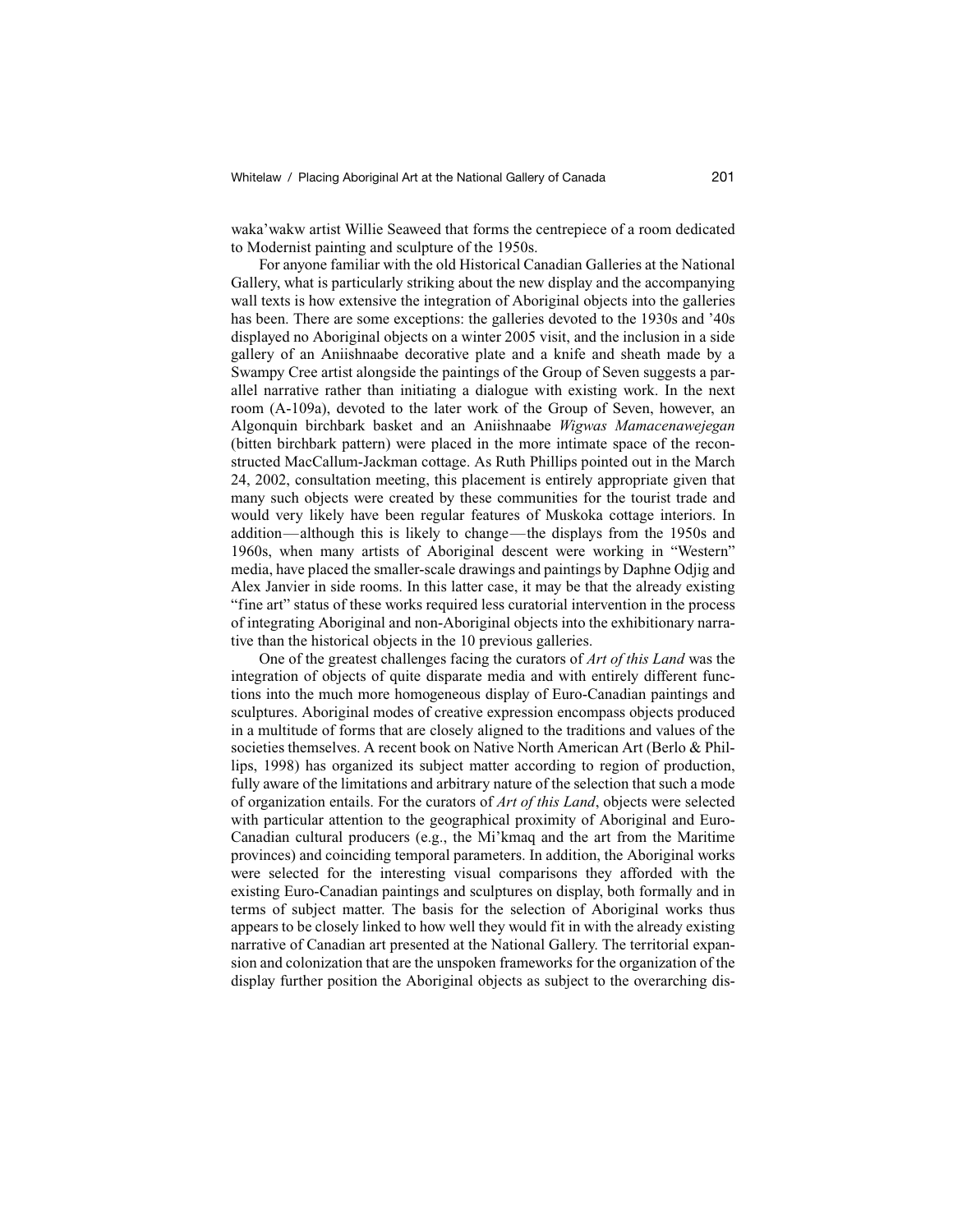waka'wakw artist Willie Seaweed that forms the centrepiece of a room dedicated to Modernist painting and sculpture of the 1950s.

For anyone familiar with the old Historical Canadian Galleries at the National Gallery, what is particularly striking about the new display and the accompanying wall texts is how extensive the integration of Aboriginal objects into the galleries has been. There are some exceptions: the galleries devoted to the 1930s and '40s displayed no Aboriginal objects on a winter 2005 visit, and the inclusion in a side gallery of an Aniishnaabe decorative plate and a knife and sheath made by a Swampy Cree artist alongside the paintings of the Group of Seven suggests a parallel narrative rather than initiating a dialogue with existing work. In the next room (A-109a), devoted to the later work of the Group of Seven, however, an Algonquin birchbark basket and an Aniishnaabe *Wigwas Mamacenawejegan* (bitten birchbark pattern) were placed in the more intimate space of the reconstructed MacCallum-Jackman cottage. As Ruth Phillips pointed out in the March 24, 2002, consultation meeting, this placement is entirely appropriate given that many such objects were created by these communities for the tourist trade and would very likely have been regular features of Muskoka cottage interiors. In addition—although this is likely to change—the displays from the 1950s and 1960s, when many artists of Aboriginal descent were working in "Western" media, have placed the smaller-scale drawings and paintings by Daphne Odjig and Alex Janvier in side rooms. In this latter case, it may be that the already existing "fine art" status of these works required less curatorial intervention in the process of integrating Aboriginal and non-Aboriginal objects into the exhibitionary narrative than the historical objects in the 10 previous galleries.

One of the greatest challenges facing the curators of *Art of this Land* was the integration of objects of quite disparate media and with entirely different functions into the much more homogeneous display of Euro-Canadian paintings and sculptures. Aboriginal modes of creative expression encompass objects produced in a multitude of forms that are closely aligned to the traditions and values of the societies themselves. A recent book on Native North American Art (Berlo & Phillips, 1998) has organized its subject matter according to region of production, fully aware of the limitations and arbitrary nature of the selection that such a mode of organization entails. For the curators of *Art of this Land*, objects were selected with particular attention to the geographical proximity of Aboriginal and Euro-Canadian cultural producers (e.g., the Mi'kmaq and the art from the Maritime provinces) and coinciding temporal parameters. In addition, the Aboriginal works were selected for the interesting visual comparisons they afforded with the existing Euro-Canadian paintings and sculptures on display, both formally and in terms of subject matter. The basis for the selection of Aboriginal works thus appears to be closely linked to how well they would fit in with the already existing narrative of Canadian art presented at the National Gallery. The territorial expansion and colonization that are the unspoken frameworks for the organization of the display further position the Aboriginal objects as subject to the overarching dis-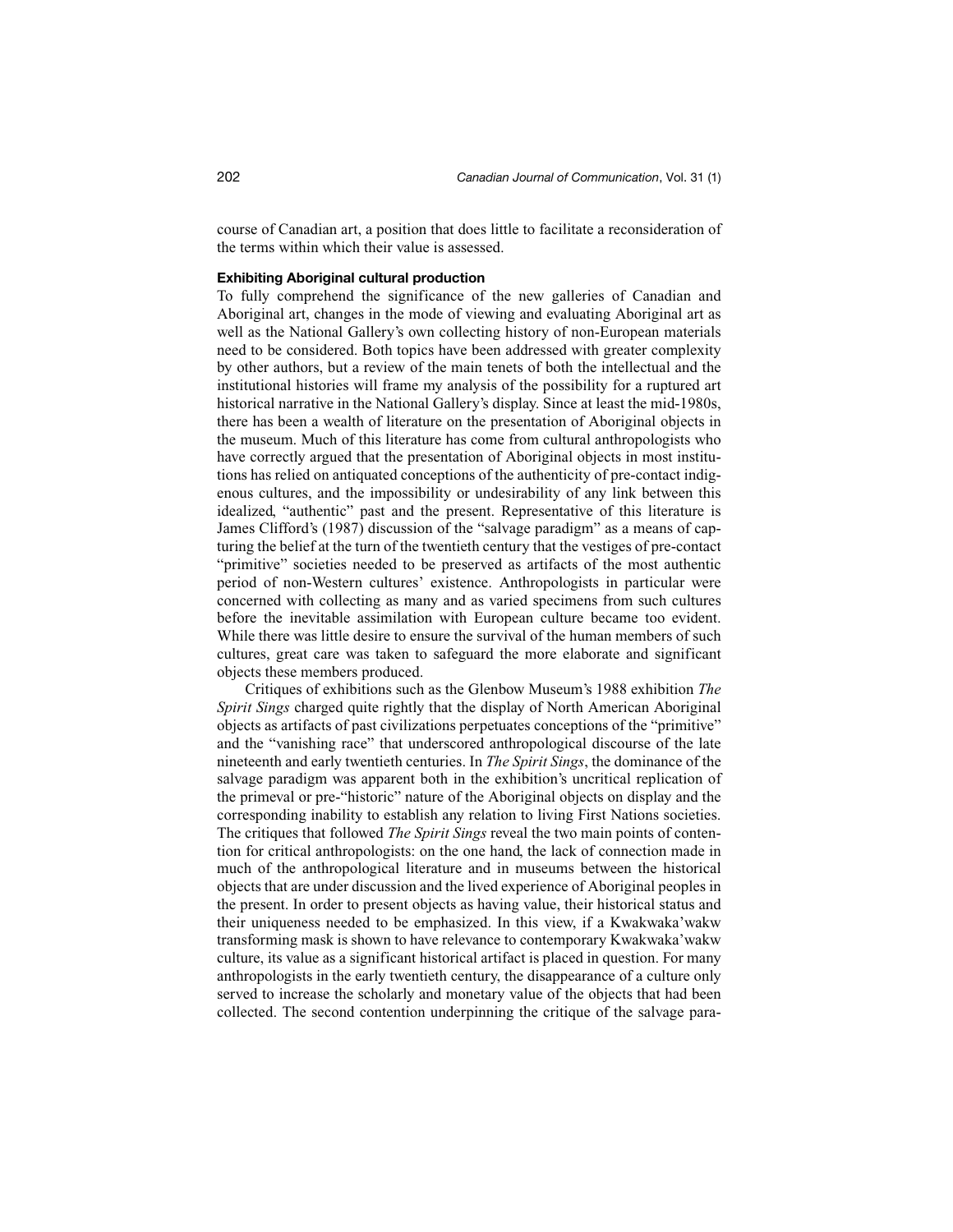course of Canadian art, a position that does little to facilitate a reconsideration of the terms within which their value is assessed.

### Exhibiting Aboriginal cultural production

To fully comprehend the significance of the new galleries of Canadian and Aboriginal art, changes in the mode of viewing and evaluating Aboriginal art as well as the National Gallery's own collecting history of non-European materials need to be considered. Both topics have been addressed with greater complexity by other authors, but a review of the main tenets of both the intellectual and the institutional histories will frame my analysis of the possibility for a ruptured art historical narrative in the National Gallery's display. Since at least the mid-1980s, there has been a wealth of literature on the presentation of Aboriginal objects in the museum. Much of this literature has come from cultural anthropologists who have correctly argued that the presentation of Aboriginal objects in most institutions has relied on antiquated conceptions of the authenticity of pre-contact indigenous cultures, and the impossibility or undesirability of any link between this idealized, "authentic" past and the present. Representative of this literature is James Clifford's (1987) discussion of the "salvage paradigm" as a means of capturing the belief at the turn of the twentieth century that the vestiges of pre-contact "primitive" societies needed to be preserved as artifacts of the most authentic period of non-Western cultures' existence. Anthropologists in particular were concerned with collecting as many and as varied specimens from such cultures before the inevitable assimilation with European culture became too evident. While there was little desire to ensure the survival of the human members of such cultures, great care was taken to safeguard the more elaborate and significant objects these members produced.

Critiques of exhibitions such as the Glenbow Museum's 1988 exhibition *The Spirit Sings* charged quite rightly that the display of North American Aboriginal objects as artifacts of past civilizations perpetuates conceptions of the "primitive" and the "vanishing race" that underscored anthropological discourse of the late nineteenth and early twentieth centuries. In *The Spirit Sings*, the dominance of the salvage paradigm was apparent both in the exhibition's uncritical replication of the primeval or pre-"historic" nature of the Aboriginal objects on display and the corresponding inability to establish any relation to living First Nations societies. The critiques that followed *The Spirit Sings* reveal the two main points of contention for critical anthropologists: on the one hand, the lack of connection made in much of the anthropological literature and in museums between the historical objects that are under discussion and the lived experience of Aboriginal peoples in the present. In order to present objects as having value, their historical status and their uniqueness needed to be emphasized. In this view, if a Kwakwaka'wakw transforming mask is shown to have relevance to contemporary Kwakwaka'wakw culture, its value as a significant historical artifact is placed in question. For many anthropologists in the early twentieth century, the disappearance of a culture only served to increase the scholarly and monetary value of the objects that had been collected. The second contention underpinning the critique of the salvage para-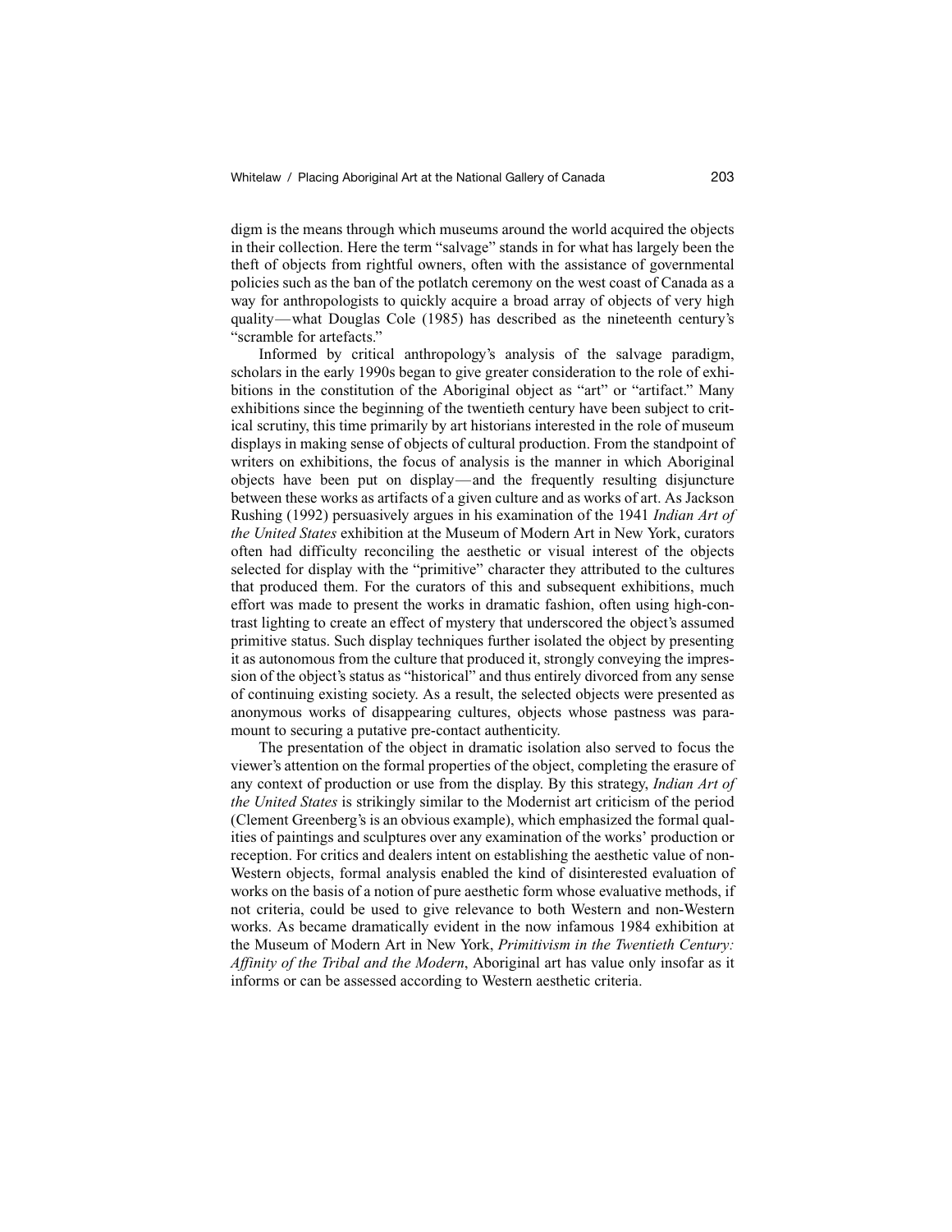digm is the means through which museums around the world acquired the objects in their collection. Here the term "salvage" stands in for what has largely been the theft of objects from rightful owners, often with the assistance of governmental policies such as the ban of the potlatch ceremony on the west coast of Canada as a way for anthropologists to quickly acquire a broad array of objects of very high quality—what Douglas Cole (1985) has described as the nineteenth century's "scramble for artefacts."

Informed by critical anthropology's analysis of the salvage paradigm, scholars in the early 1990s began to give greater consideration to the role of exhibitions in the constitution of the Aboriginal object as "art" or "artifact." Many exhibitions since the beginning of the twentieth century have been subject to critical scrutiny, this time primarily by art historians interested in the role of museum displays in making sense of objects of cultural production. From the standpoint of writers on exhibitions, the focus of analysis is the manner in which Aboriginal objects have been put on display—and the frequently resulting disjuncture between these works as artifacts of a given culture and as works of art. As Jackson Rushing (1992) persuasively argues in his examination of the 1941 *Indian Art of the United States* exhibition at the Museum of Modern Art in New York, curators often had difficulty reconciling the aesthetic or visual interest of the objects selected for display with the "primitive" character they attributed to the cultures that produced them. For the curators of this and subsequent exhibitions, much effort was made to present the works in dramatic fashion, often using high-contrast lighting to create an effect of mystery that underscored the object's assumed primitive status. Such display techniques further isolated the object by presenting it as autonomous from the culture that produced it, strongly conveying the impression of the object's status as "historical" and thus entirely divorced from any sense of continuing existing society. As a result, the selected objects were presented as anonymous works of disappearing cultures, objects whose pastness was paramount to securing a putative pre-contact authenticity.

The presentation of the object in dramatic isolation also served to focus the viewer's attention on the formal properties of the object, completing the erasure of any context of production or use from the display. By this strategy, *Indian Art of the United States* is strikingly similar to the Modernist art criticism of the period (Clement Greenberg's is an obvious example), which emphasized the formal qualities of paintings and sculptures over any examination of the works' production or reception. For critics and dealers intent on establishing the aesthetic value of non-Western objects, formal analysis enabled the kind of disinterested evaluation of works on the basis of a notion of pure aesthetic form whose evaluative methods, if not criteria, could be used to give relevance to both Western and non-Western works. As became dramatically evident in the now infamous 1984 exhibition at the Museum of Modern Art in New York, *Primitivism in the Twentieth Century: Affinity of the Tribal and the Modern*, Aboriginal art has value only insofar as it informs or can be assessed according to Western aesthetic criteria.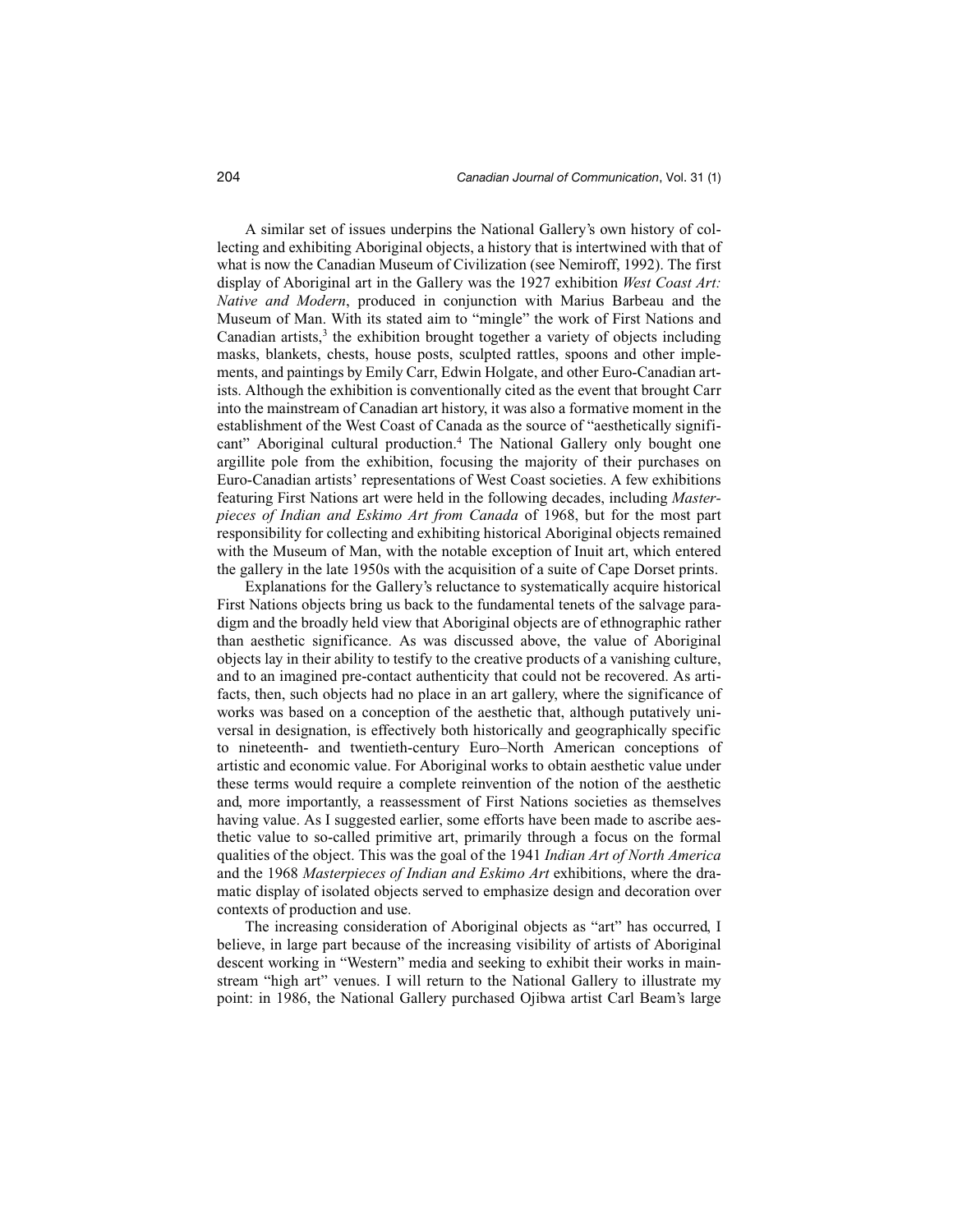A similar set of issues underpins the National Gallery's own history of collecting and exhibiting Aboriginal objects, a history that is intertwined with that of what is now the Canadian Museum of Civilization (see Nemiroff, 1992). The first display of Aboriginal art in the Gallery was the 1927 exhibition *West Coast Art: Native and Modern*, produced in conjunction with Marius Barbeau and the Museum of Man. With its stated aim to "mingle" the work of First Nations and Canadian artists,[3] the exhibition brought together a variety of objects including masks, blankets, chests, house posts, sculpted rattles, spoons and other implements, and paintings by Emily Carr, Edwin Holgate, and other Euro-Canadian artists. Although the exhibition is conventionally cited as the event that brought Carr into the mainstream of Canadian art history, it was also a formative moment in the establishment of the West Coast of Canada as the source of "aesthetically significant" Aboriginal cultural production.[4] The National Gallery only bought one argillite pole from the exhibition, focusing the majority of their purchases on Euro-Canadian artists' representations of West Coast societies. A few exhibitions featuring First Nations art were held in the following decades, including *Masterpieces of Indian and Eskimo Art from Canada* of 1968, but for the most part responsibility for collecting and exhibiting historical Aboriginal objects remained with the Museum of Man, with the notable exception of Inuit art, which entered the gallery in the late 1950s with the acquisition of a suite of Cape Dorset prints.

Explanations for the Gallery's reluctance to systematically acquire historical First Nations objects bring us back to the fundamental tenets of the salvage paradigm and the broadly held view that Aboriginal objects are of ethnographic rather than aesthetic significance. As was discussed above, the value of Aboriginal objects lay in their ability to testify to the creative products of a vanishing culture, and to an imagined pre-contact authenticity that could not be recovered. As artifacts, then, such objects had no place in an art gallery, where the significance of works was based on a conception of the aesthetic that, although putatively universal in designation, is effectively both historically and geographically specific to nineteenth- and twentieth-century Euro–North American conceptions of artistic and economic value. For Aboriginal works to obtain aesthetic value under these terms would require a complete reinvention of the notion of the aesthetic and, more importantly, a reassessment of First Nations societies as themselves having value. As I suggested earlier, some efforts have been made to ascribe aesthetic value to so-called primitive art, primarily through a focus on the formal qualities of the object. This was the goal of the 1941 *Indian Art of North America* and the 1968 *Masterpieces of Indian and Eskimo Art* exhibitions, where the dramatic display of isolated objects served to emphasize design and decoration over contexts of production and use.

The increasing consideration of Aboriginal objects as "art" has occurred, I believe, in large part because of the increasing visibility of artists of Aboriginal descent working in "Western" media and seeking to exhibit their works in mainstream "high art" venues. I will return to the National Gallery to illustrate my point: in 1986, the National Gallery purchased Ojibwa artist Carl Beam's large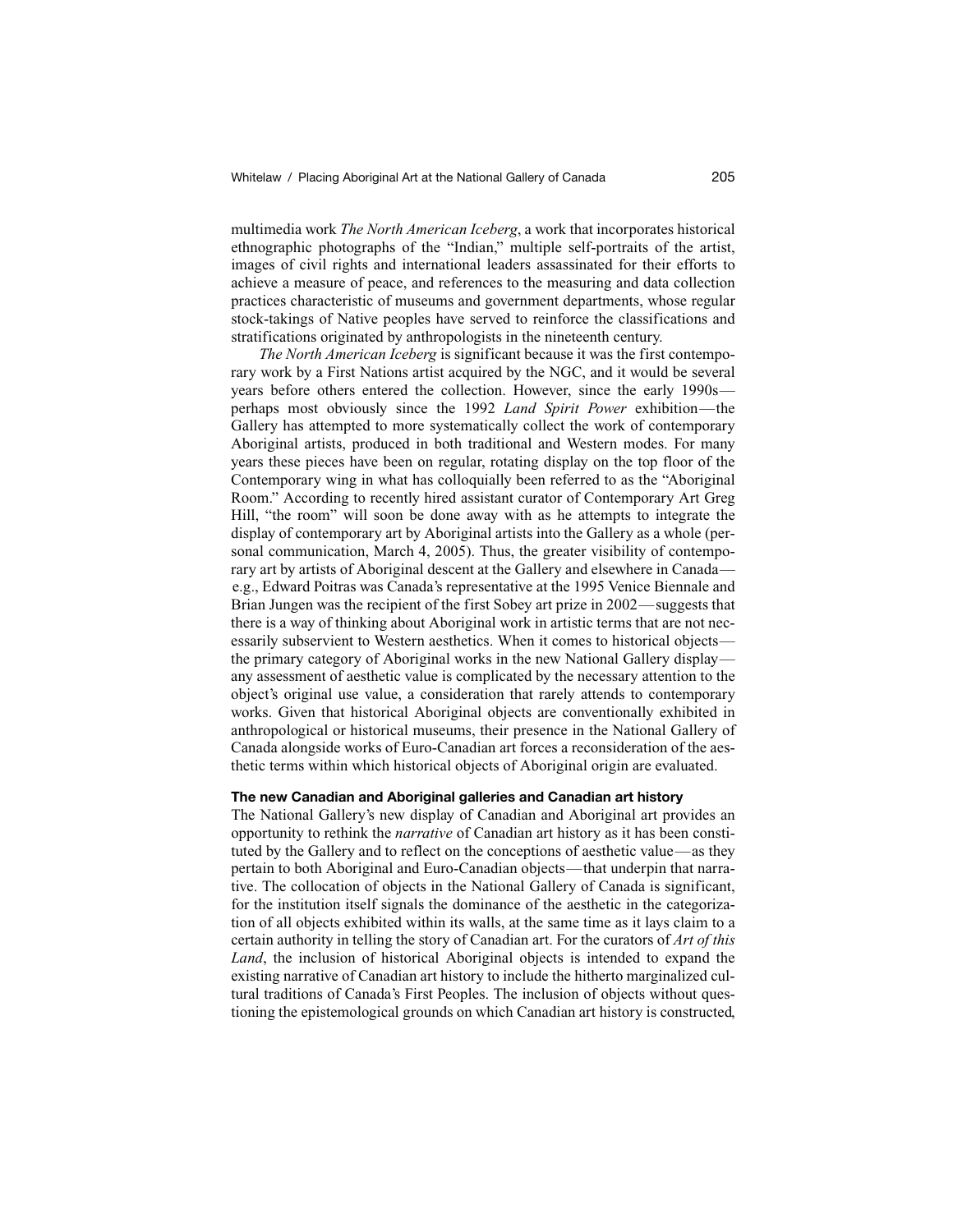multimedia work *The North American Iceberg*, a work that incorporates historical ethnographic photographs of the "Indian," multiple self-portraits of the artist, images of civil rights and international leaders assassinated for their efforts to achieve a measure of peace, and references to the measuring and data collection practices characteristic of museums and government departments, whose regular stock-takings of Native peoples have served to reinforce the classifications and stratifications originated by anthropologists in the nineteenth century.

*The North American Iceberg* is significant because it was the first contemporary work by a First Nations artist acquired by the NGC, and it would be several years before others entered the collection. However, since the early 1990s—perhaps most obviously since the 1992 *Land Spirit Power* exhibition—the Gallery has attempted to more systematically collect the work of contemporary Aboriginal artists, produced in both traditional and Western modes. For many years these pieces have been on regular, rotating display on the top floor of the Contemporary wing in what has colloquially been referred to as the "Aboriginal Room." According to recently hired assistant curator of Contemporary Art Greg Hill, "the room" will soon be done away with as he attempts to integrate the display of contemporary art by Aboriginal artists into the Gallery as a whole (personal communication, March 4, 2005). Thus, the greater visibility of contemporary art by artists of Aboriginal descent at the Gallery and elsewhere in Canada—e.g., Edward Poitras was Canada's representative at the 1995 Venice Biennale and Brian Jungen was the recipient of the first Sobey art prize in 2002—suggests that there is a way of thinking about Aboriginal work in artistic terms that are not necessarily subservient to Western aesthetics. When it comes to historical objects—the primary category of Aboriginal works in the new National Gallery display—any assessment of aesthetic value is complicated by the necessary attention to the object's original use value, a consideration that rarely attends to contemporary works. Given that historical Aboriginal objects are conventionally exhibited in anthropological or historical museums, their presence in the National Gallery of Canada alongside works of Euro-Canadian art forces a reconsideration of the aesthetic terms within which historical objects of Aboriginal origin are evaluated.

### The new Canadian and Aboriginal galleries and Canadian art history

The National Gallery's new display of Canadian and Aboriginal art provides an opportunity to rethink the *narrative* of Canadian art history as it has been constituted by the Gallery and to reflect on the conceptions of aesthetic value—as they pertain to both Aboriginal and Euro-Canadian objects—that underpin that narrative. The collocation of objects in the National Gallery of Canada is significant, for the institution itself signals the dominance of the aesthetic in the categorization of all objects exhibited within its walls, at the same time as it lays claim to a certain authority in telling the story of Canadian art. For the curators of *Art of this Land*, the inclusion of historical Aboriginal objects is intended to expand the existing narrative of Canadian art history to include the hitherto marginalized cultural traditions of Canada's First Peoples. The inclusion of objects without questioning the epistemological grounds on which Canadian art history is constructed,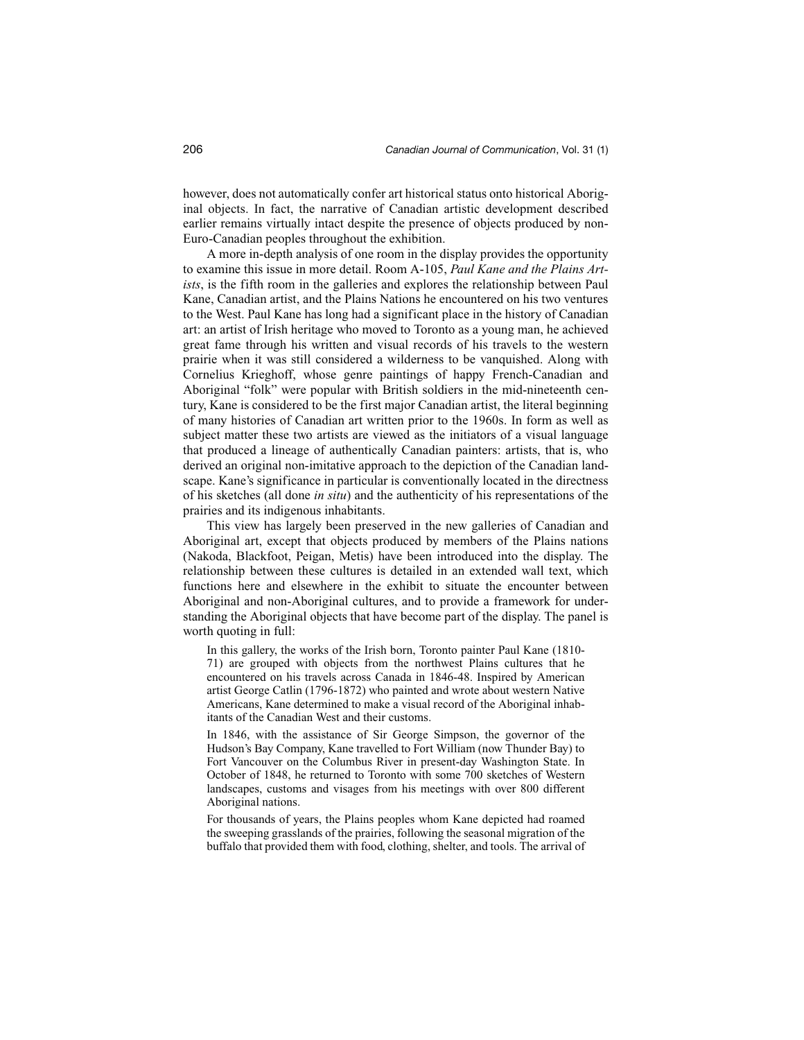however, does not automatically confer art historical status onto historical Aboriginal objects. In fact, the narrative of Canadian artistic development described earlier remains virtually intact despite the presence of objects produced by non-Euro-Canadian peoples throughout the exhibition.

A more in-depth analysis of one room in the display provides the opportunity to examine this issue in more detail. Room A-105, *Paul Kane and the Plains Artists*, is the fifth room in the galleries and explores the relationship between Paul Kane, Canadian artist, and the Plains Nations he encountered on his two ventures to the West. Paul Kane has long had a significant place in the history of Canadian art: an artist of Irish heritage who moved to Toronto as a young man, he achieved great fame through his written and visual records of his travels to the western prairie when it was still considered a wilderness to be vanquished. Along with Cornelius Krieghoff, whose genre paintings of happy French-Canadian and Aboriginal "folk" were popular with British soldiers in the mid-nineteenth century, Kane is considered to be the first major Canadian artist, the literal beginning of many histories of Canadian art written prior to the 1960s. In form as well as subject matter these two artists are viewed as the initiators of a visual language that produced a lineage of authentically Canadian painters: artists, that is, who derived an original non-imitative approach to the depiction of the Canadian landscape. Kane's significance in particular is conventionally located in the directness of his sketches (all done *in situ*) and the authenticity of his representations of the prairies and its indigenous inhabitants.

This view has largely been preserved in the new galleries of Canadian and Aboriginal art, except that objects produced by members of the Plains nations (Nakoda, Blackfoot, Peigan, Metis) have been introduced into the display. The relationship between these cultures is detailed in an extended wall text, which functions here and elsewhere in the exhibit to situate the encounter between Aboriginal and non-Aboriginal cultures, and to provide a framework for understanding the Aboriginal objects that have become part of the display. The panel is worth quoting in full:

> In this gallery, the works of the Irish born, Toronto painter Paul Kane (1810-71) are grouped with objects from the northwest Plains cultures that he encountered on his travels across Canada in 1846-48. Inspired by American artist George Catlin (1796-1872) who painted and wrote about western Native Americans, Kane determined to make a visual record of the Aboriginal inhabitants of the Canadian West and their customs.
>
> In 1846, with the assistance of Sir George Simpson, the governor of the Hudson's Bay Company, Kane travelled to Fort William (now Thunder Bay) to Fort Vancouver on the Columbus River in present-day Washington State. In October of 1848, he returned to Toronto with some 700 sketches of Western landscapes, customs and visages from his meetings with over 800 different Aboriginal nations.
>
> For thousands of years, the Plains peoples whom Kane depicted had roamed the sweeping grasslands of the prairies, following the seasonal migration of the buffalo that provided them with food, clothing, shelter, and tools. The arrival of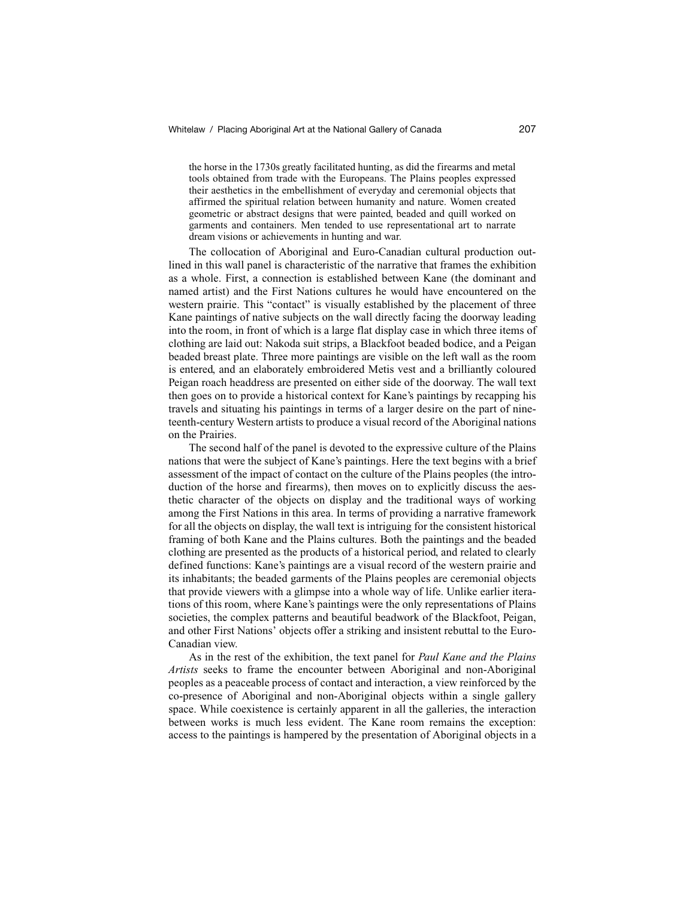> the horse in the 1730s greatly facilitated hunting, as did the firearms and metal tools obtained from trade with the Europeans. The Plains peoples expressed their aesthetics in the embellishment of everyday and ceremonial objects that affirmed the spiritual relation between humanity and nature. Women created geometric or abstract designs that were painted, beaded and quill worked on garments and containers. Men tended to use representational art to narrate dream visions or achievements in hunting and war.

The collocation of Aboriginal and Euro-Canadian cultural production outlined in this wall panel is characteristic of the narrative that frames the exhibition as a whole. First, a connection is established between Kane (the dominant and named artist) and the First Nations cultures he would have encountered on the western prairie. This "contact" is visually established by the placement of three Kane paintings of native subjects on the wall directly facing the doorway leading into the room, in front of which is a large flat display case in which three items of clothing are laid out: Nakoda suit strips, a Blackfoot beaded bodice, and a Peigan beaded breast plate. Three more paintings are visible on the left wall as the room is entered, and an elaborately embroidered Metis vest and a brilliantly coloured Peigan roach headdress are presented on either side of the doorway. The wall text then goes on to provide a historical context for Kane's paintings by recapping his travels and situating his paintings in terms of a larger desire on the part of nineteenth-century Western artists to produce a visual record of the Aboriginal nations on the Prairies.

The second half of the panel is devoted to the expressive culture of the Plains nations that were the subject of Kane's paintings. Here the text begins with a brief assessment of the impact of contact on the culture of the Plains peoples (the introduction of the horse and firearms), then moves on to explicitly discuss the aesthetic character of the objects on display and the traditional ways of working among the First Nations in this area. In terms of providing a narrative framework for all the objects on display, the wall text is intriguing for the consistent historical framing of both Kane and the Plains cultures. Both the paintings and the beaded clothing are presented as the products of a historical period, and related to clearly defined functions: Kane's paintings are a visual record of the western prairie and its inhabitants; the beaded garments of the Plains peoples are ceremonial objects that provide viewers with a glimpse into a whole way of life. Unlike earlier iterations of this room, where Kane's paintings were the only representations of Plains societies, the complex patterns and beautiful beadwork of the Blackfoot, Peigan, and other First Nations' objects offer a striking and insistent rebuttal to the Euro-Canadian view.

As in the rest of the exhibition, the text panel for *Paul Kane and the Plains Artists* seeks to frame the encounter between Aboriginal and non-Aboriginal peoples as a peaceable process of contact and interaction, a view reinforced by the co-presence of Aboriginal and non-Aboriginal objects within a single gallery space. While coexistence is certainly apparent in all the galleries, the interaction between works is much less evident. The Kane room remains the exception: access to the paintings is hampered by the presentation of Aboriginal objects in a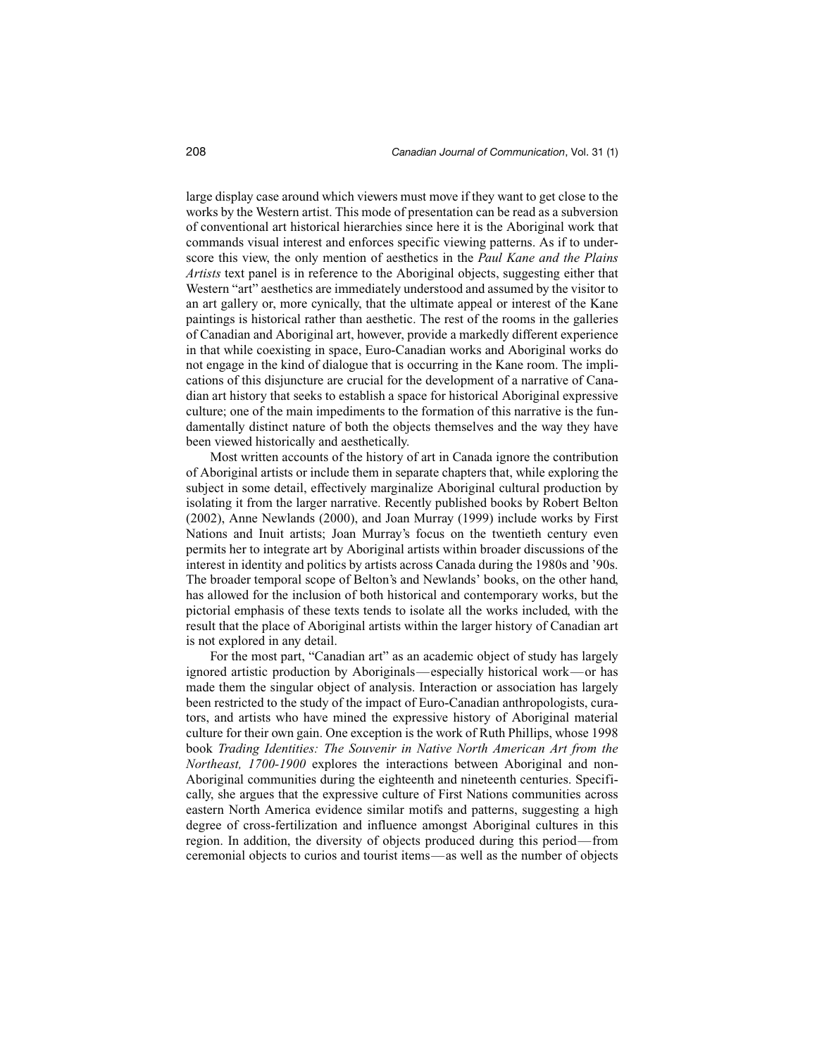large display case around which viewers must move if they want to get close to the works by the Western artist. This mode of presentation can be read as a subversion of conventional art historical hierarchies since here it is the Aboriginal work that commands visual interest and enforces specific viewing patterns. As if to underscore this view, the only mention of aesthetics in the *Paul Kane and the Plains Artists* text panel is in reference to the Aboriginal objects, suggesting either that Western "art" aesthetics are immediately understood and assumed by the visitor to an art gallery or, more cynically, that the ultimate appeal or interest of the Kane paintings is historical rather than aesthetic. The rest of the rooms in the galleries of Canadian and Aboriginal art, however, provide a markedly different experience in that while coexisting in space, Euro-Canadian works and Aboriginal works do not engage in the kind of dialogue that is occurring in the Kane room. The implications of this disjuncture are crucial for the development of a narrative of Canadian art history that seeks to establish a space for historical Aboriginal expressive culture; one of the main impediments to the formation of this narrative is the fundamentally distinct nature of both the objects themselves and the way they have been viewed historically and aesthetically.

Most written accounts of the history of art in Canada ignore the contribution of Aboriginal artists or include them in separate chapters that, while exploring the subject in some detail, effectively marginalize Aboriginal cultural production by isolating it from the larger narrative. Recently published books by Robert Belton (2002), Anne Newlands (2000), and Joan Murray (1999) include works by First Nations and Inuit artists; Joan Murray's focus on the twentieth century even permits her to integrate art by Aboriginal artists within broader discussions of the interest in identity and politics by artists across Canada during the 1980s and '90s. The broader temporal scope of Belton's and Newlands' books, on the other hand, has allowed for the inclusion of both historical and contemporary works, but the pictorial emphasis of these texts tends to isolate all the works included, with the result that the place of Aboriginal artists within the larger history of Canadian art is not explored in any detail.

For the most part, "Canadian art" as an academic object of study has largely ignored artistic production by Aboriginals—especially historical work—or has made them the singular object of analysis. Interaction or association has largely been restricted to the study of the impact of Euro-Canadian anthropologists, curators, and artists who have mined the expressive history of Aboriginal material culture for their own gain. One exception is the work of Ruth Phillips, whose 1998 book *Trading Identities: The Souvenir in Native North American Art from the Northeast, 1700-1900* explores the interactions between Aboriginal and non-Aboriginal communities during the eighteenth and nineteenth centuries. Specifically, she argues that the expressive culture of First Nations communities across eastern North America evidence similar motifs and patterns, suggesting a high degree of cross-fertilization and influence amongst Aboriginal cultures in this region. In addition, the diversity of objects produced during this period—from ceremonial objects to curios and tourist items—as well as the number of objects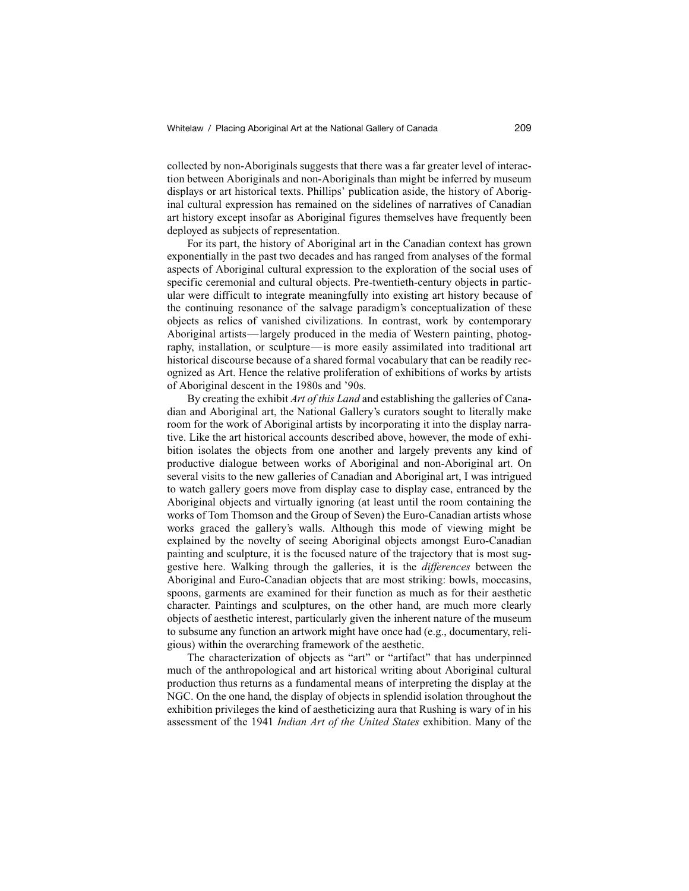collected by non-Aboriginals suggests that there was a far greater level of interaction between Aboriginals and non-Aboriginals than might be inferred by museum displays or art historical texts. Phillips' publication aside, the history of Aboriginal cultural expression has remained on the sidelines of narratives of Canadian art history except insofar as Aboriginal figures themselves have frequently been deployed as subjects of representation.

For its part, the history of Aboriginal art in the Canadian context has grown exponentially in the past two decades and has ranged from analyses of the formal aspects of Aboriginal cultural expression to the exploration of the social uses of specific ceremonial and cultural objects. Pre-twentieth-century objects in particular were difficult to integrate meaningfully into existing art history because of the continuing resonance of the salvage paradigm's conceptualization of these objects as relics of vanished civilizations. In contrast, work by contemporary Aboriginal artists—largely produced in the media of Western painting, photography, installation, or sculpture—is more easily assimilated into traditional art historical discourse because of a shared formal vocabulary that can be readily recognized as Art. Hence the relative proliferation of exhibitions of works by artists of Aboriginal descent in the 1980s and '90s.

By creating the exhibit *Art of this Land* and establishing the galleries of Canadian and Aboriginal art, the National Gallery's curators sought to literally make room for the work of Aboriginal artists by incorporating it into the display narrative. Like the art historical accounts described above, however, the mode of exhibition isolates the objects from one another and largely prevents any kind of productive dialogue between works of Aboriginal and non-Aboriginal art. On several visits to the new galleries of Canadian and Aboriginal art, I was intrigued to watch gallery goers move from display case to display case, entranced by the Aboriginal objects and virtually ignoring (at least until the room containing the works of Tom Thomson and the Group of Seven) the Euro-Canadian artists whose works graced the gallery's walls. Although this mode of viewing might be explained by the novelty of seeing Aboriginal objects amongst Euro-Canadian painting and sculpture, it is the focused nature of the trajectory that is most suggestive here. Walking through the galleries, it is the *differences* between the Aboriginal and Euro-Canadian objects that are most striking: bowls, moccasins, spoons, garments are examined for their function as much as for their aesthetic character. Paintings and sculptures, on the other hand, are much more clearly objects of aesthetic interest, particularly given the inherent nature of the museum to subsume any function an artwork might have once had (e.g., documentary, religious) within the overarching framework of the aesthetic.

The characterization of objects as "art" or "artifact" that has underpinned much of the anthropological and art historical writing about Aboriginal cultural production thus returns as a fundamental means of interpreting the display at the NGC. On the one hand, the display of objects in splendid isolation throughout the exhibition privileges the kind of aestheticizing aura that Rushing is wary of in his assessment of the 1941 *Indian Art of the United States* exhibition. Many of the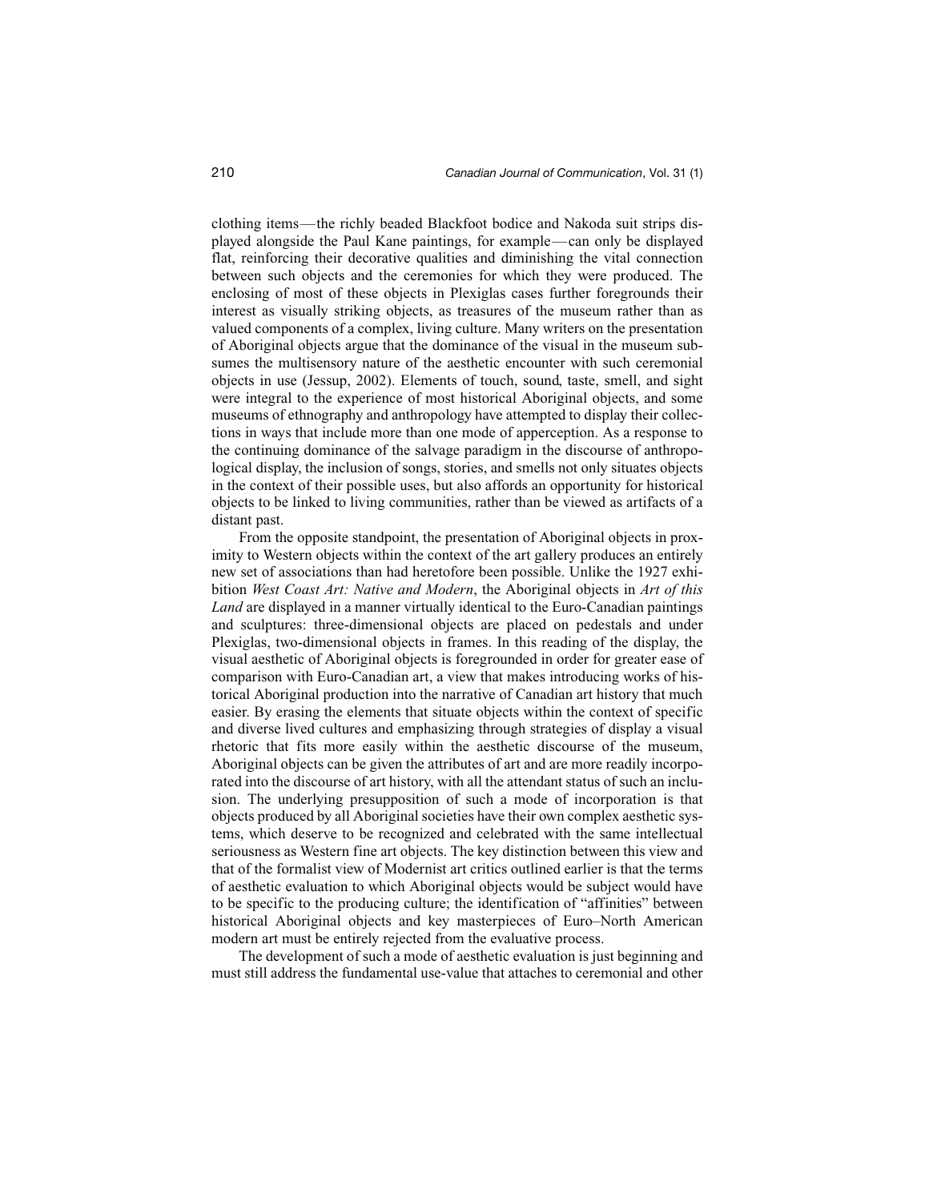clothing items—the richly beaded Blackfoot bodice and Nakoda suit strips displayed alongside the Paul Kane paintings, for example—can only be displayed flat, reinforcing their decorative qualities and diminishing the vital connection between such objects and the ceremonies for which they were produced. The enclosing of most of these objects in Plexiglas cases further foregrounds their interest as visually striking objects, as treasures of the museum rather than as valued components of a complex, living culture. Many writers on the presentation of Aboriginal objects argue that the dominance of the visual in the museum subsumes the multisensory nature of the aesthetic encounter with such ceremonial objects in use (Jessup, 2002). Elements of touch, sound, taste, smell, and sight were integral to the experience of most historical Aboriginal objects, and some museums of ethnography and anthropology have attempted to display their collections in ways that include more than one mode of apperception. As a response to the continuing dominance of the salvage paradigm in the discourse of anthropological display, the inclusion of songs, stories, and smells not only situates objects in the context of their possible uses, but also affords an opportunity for historical objects to be linked to living communities, rather than be viewed as artifacts of a distant past.

From the opposite standpoint, the presentation of Aboriginal objects in proximity to Western objects within the context of the art gallery produces an entirely new set of associations than had heretofore been possible. Unlike the 1927 exhibition *West Coast Art: Native and Modern*, the Aboriginal objects in *Art of this Land* are displayed in a manner virtually identical to the Euro-Canadian paintings and sculptures: three-dimensional objects are placed on pedestals and under Plexiglas, two-dimensional objects in frames. In this reading of the display, the visual aesthetic of Aboriginal objects is foregrounded in order for greater ease of comparison with Euro-Canadian art, a view that makes introducing works of historical Aboriginal production into the narrative of Canadian art history that much easier. By erasing the elements that situate objects within the context of specific and diverse lived cultures and emphasizing through strategies of display a visual rhetoric that fits more easily within the aesthetic discourse of the museum, Aboriginal objects can be given the attributes of art and are more readily incorporated into the discourse of art history, with all the attendant status of such an inclusion. The underlying presupposition of such a mode of incorporation is that objects produced by all Aboriginal societies have their own complex aesthetic systems, which deserve to be recognized and celebrated with the same intellectual seriousness as Western fine art objects. The key distinction between this view and that of the formalist view of Modernist art critics outlined earlier is that the terms of aesthetic evaluation to which Aboriginal objects would be subject would have to be specific to the producing culture; the identification of "affinities" between historical Aboriginal objects and key masterpieces of Euro–North American modern art must be entirely rejected from the evaluative process.

The development of such a mode of aesthetic evaluation is just beginning and must still address the fundamental use-value that attaches to ceremonial and other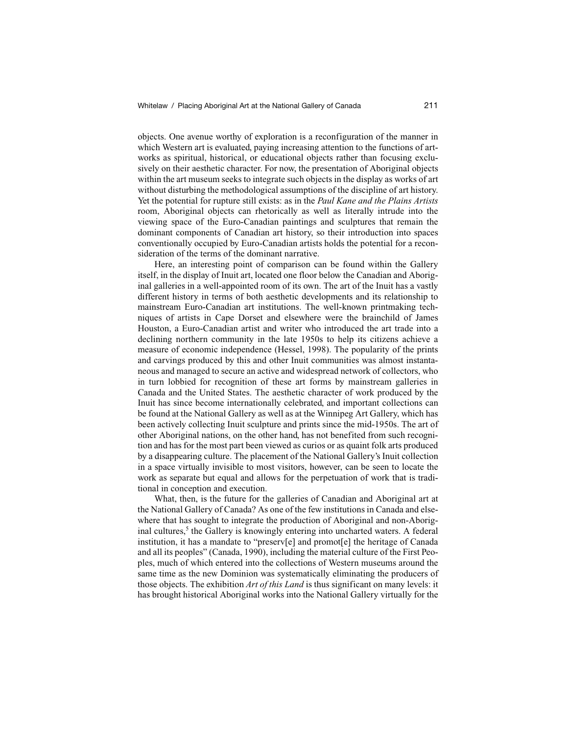objects. One avenue worthy of exploration is a reconfiguration of the manner in which Western art is evaluated, paying increasing attention to the functions of artworks as spiritual, historical, or educational objects rather than focusing exclusively on their aesthetic character. For now, the presentation of Aboriginal objects within the art museum seeks to integrate such objects in the display as works of art without disturbing the methodological assumptions of the discipline of art history. Yet the potential for rupture still exists: as in the *Paul Kane and the Plains Artists* room, Aboriginal objects can rhetorically as well as literally intrude into the viewing space of the Euro-Canadian paintings and sculptures that remain the dominant components of Canadian art history, so their introduction into spaces conventionally occupied by Euro-Canadian artists holds the potential for a reconsideration of the terms of the dominant narrative.

Here, an interesting point of comparison can be found within the Gallery itself, in the display of Inuit art, located one floor below the Canadian and Aboriginal galleries in a well-appointed room of its own. The art of the Inuit has a vastly different history in terms of both aesthetic developments and its relationship to mainstream Euro-Canadian art institutions. The well-known printmaking techniques of artists in Cape Dorset and elsewhere were the brainchild of James Houston, a Euro-Canadian artist and writer who introduced the art trade into a declining northern community in the late 1950s to help its citizens achieve a measure of economic independence (Hessel, 1998). The popularity of the prints and carvings produced by this and other Inuit communities was almost instantaneous and managed to secure an active and widespread network of collectors, who in turn lobbied for recognition of these art forms by mainstream galleries in Canada and the United States. The aesthetic character of work produced by the Inuit has since become internationally celebrated, and important collections can be found at the National Gallery as well as at the Winnipeg Art Gallery, which has been actively collecting Inuit sculpture and prints since the mid-1950s. The art of other Aboriginal nations, on the other hand, has not benefited from such recognition and has for the most part been viewed as curios or as quaint folk arts produced by a disappearing culture. The placement of the National Gallery's Inuit collection in a space virtually invisible to most visitors, however, can be seen to locate the work as separate but equal and allows for the perpetuation of work that is traditional in conception and execution.

What, then, is the future for the galleries of Canadian and Aboriginal art at the National Gallery of Canada? As one of the few institutions in Canada and elsewhere that has sought to integrate the production of Aboriginal and non-Aboriginal cultures,[5] the Gallery is knowingly entering into uncharted waters. A federal institution, it has a mandate to "preserv[e] and promot[e] the heritage of Canada and all its peoples" (Canada, 1990), including the material culture of the First Peoples, much of which entered into the collections of Western museums around the same time as the new Dominion was systematically eliminating the producers of those objects. The exhibition *Art of this Land* is thus significant on many levels: it has brought historical Aboriginal works into the National Gallery virtually for the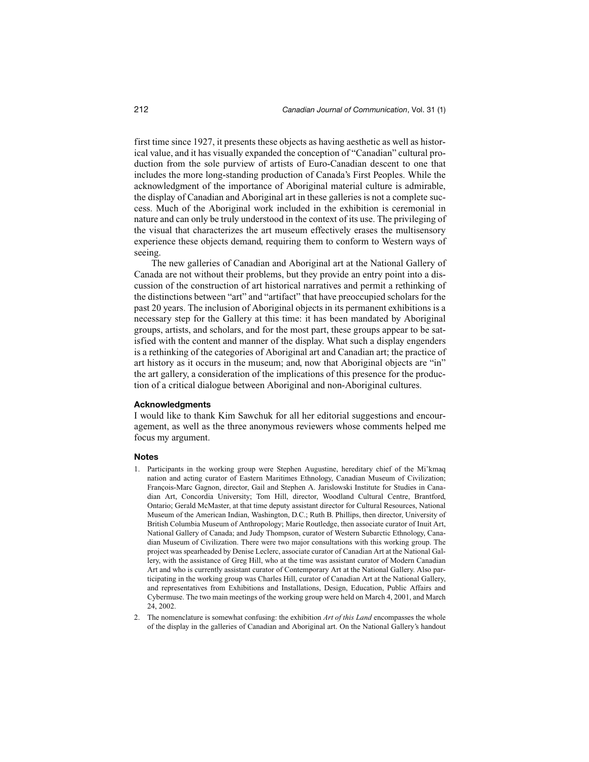first time since 1927, it presents these objects as having aesthetic as well as historical value, and it has visually expanded the conception of "Canadian" cultural production from the sole purview of artists of Euro-Canadian descent to one that includes the more long-standing production of Canada's First Peoples. While the acknowledgment of the importance of Aboriginal material culture is admirable, the display of Canadian and Aboriginal art in these galleries is not a complete success. Much of the Aboriginal work included in the exhibition is ceremonial in nature and can only be truly understood in the context of its use. The privileging of the visual that characterizes the art museum effectively erases the multisensory experience these objects demand, requiring them to conform to Western ways of seeing.

The new galleries of Canadian and Aboriginal art at the National Gallery of Canada are not without their problems, but they provide an entry point into a discussion of the construction of art historical narratives and permit a rethinking of the distinctions between "art" and "artifact" that have preoccupied scholars for the past 20 years. The inclusion of Aboriginal objects in its permanent exhibitions is a necessary step for the Gallery at this time: it has been mandated by Aboriginal groups, artists, and scholars, and for the most part, these groups appear to be satisfied with the content and manner of the display. What such a display engenders is a rethinking of the categories of Aboriginal art and Canadian art; the practice of art history as it occurs in the museum; and, now that Aboriginal objects are "in" the art gallery, a consideration of the implications of this presence for the production of a critical dialogue between Aboriginal and non-Aboriginal cultures.

### Acknowledgments

I would like to thank Kim Sawchuk for all her editorial suggestions and encouragement, as well as the three anonymous reviewers whose comments helped me focus my argument.

### Notes

1. Participants in the working group were Stephen Augustine, hereditary chief of the Mi'kmaq nation and acting curator of Eastern Maritimes Ethnology, Canadian Museum of Civilization; François-Marc Gagnon, director, Gail and Stephen A. Jarislowski Institute for Studies in Canadian Art, Concordia University; Tom Hill, director, Woodland Cultural Centre, Brantford, Ontario; Gerald McMaster, at that time deputy assistant director for Cultural Resources, National Museum of the American Indian, Washington, D.C.; Ruth B. Phillips, then director, University of British Columbia Museum of Anthropology; Marie Routledge, then associate curator of Inuit Art, National Gallery of Canada; and Judy Thompson, curator of Western Subarctic Ethnology, Canadian Museum of Civilization. There were two major consultations with this working group. The project was spearheaded by Denise Leclerc, associate curator of Canadian Art at the National Gallery, with the assistance of Greg Hill, who at the time was assistant curator of Modern Canadian Art and who is currently assistant curator of Contemporary Art at the National Gallery. Also participating in the working group was Charles Hill, curator of Canadian Art at the National Gallery, and representatives from Exhibitions and Installations, Design, Education, Public Affairs and Cybermuse. The two main meetings of the working group were held on March 4, 2001, and March 24, 2002.
2. The nomenclature is somewhat confusing: the exhibition *Art of this Land* encompasses the whole of the display in the galleries of Canadian and Aboriginal art. On the National Gallery's handout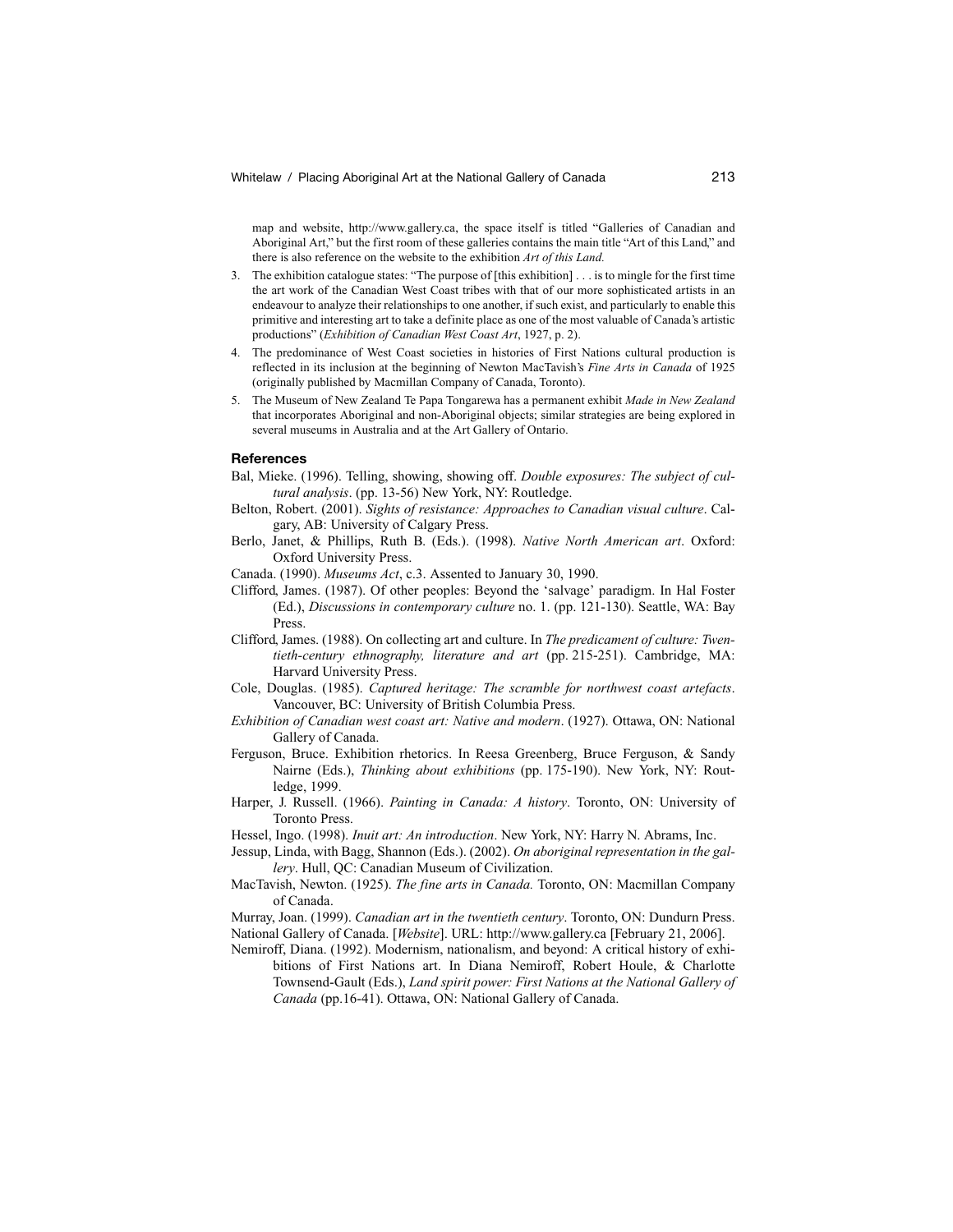map and website, http://www.gallery.ca, the space itself is titled "Galleries of Canadian and Aboriginal Art," but the first room of these galleries contains the main title "Art of this Land," and there is also reference on the website to the exhibition *Art of this Land.*

3. The exhibition catalogue states: "The purpose of [this exhibition] . . . is to mingle for the first time the art work of the Canadian West Coast tribes with that of our more sophisticated artists in an endeavour to analyze their relationships to one another, if such exist, and particularly to enable this primitive and interesting art to take a definite place as one of the most valuable of Canada's artistic productions" (*Exhibition of Canadian West Coast Art*, 1927, p. 2).
4. The predominance of West Coast societies in histories of First Nations cultural production is reflected in its inclusion at the beginning of Newton MacTavish's *Fine Arts in Canada* of 1925 (originally published by Macmillan Company of Canada, Toronto).
5. The Museum of New Zealand Te Papa Tongarewa has a permanent exhibit *Made in New Zealand* that incorporates Aboriginal and non-Aboriginal objects; similar strategies are being explored in several museums in Australia and at the Art Gallery of Ontario.

## References

Bal, Mieke. (1996). Telling, showing, showing off. *Double exposures: The subject of cultural analysis*. (pp. 13-56) New York, NY: Routledge.

Belton, Robert. (2001). *Sights of resistance: Approaches to Canadian visual culture*. Calgary, AB: University of Calgary Press.

Berlo, Janet, & Phillips, Ruth B. (Eds.). (1998). *Native North American art*. Oxford: Oxford University Press.

Canada. (1990). *Museums Act*, c.3. Assented to January 30, 1990.

Clifford, James. (1987). Of other peoples: Beyond the 'salvage' paradigm. In Hal Foster (Ed.), *Discussions in contemporary culture* no. 1. (pp. 121-130). Seattle, WA: Bay Press.

Clifford, James. (1988). On collecting art and culture. In *The predicament of culture: Twentieth-century ethnography, literature and art* (pp. 215-251). Cambridge, MA: Harvard University Press.

Cole, Douglas. (1985). *Captured heritage: The scramble for northwest coast artefacts*. Vancouver, BC: University of British Columbia Press.

*Exhibition of Canadian west coast art: Native and modern*. (1927). Ottawa, ON: National Gallery of Canada.

Ferguson, Bruce. Exhibition rhetorics. In Reesa Greenberg, Bruce Ferguson, & Sandy Nairne (Eds.), *Thinking about exhibitions* (pp. 175-190). New York, NY: Routledge, 1999.

Harper, J. Russell. (1966). *Painting in Canada: A history*. Toronto, ON: University of Toronto Press.

Hessel, Ingo. (1998). *Inuit art: An introduction*. New York, NY: Harry N. Abrams, Inc.

Jessup, Linda, with Bagg, Shannon (Eds.). (2002). *On aboriginal representation in the gallery*. Hull, QC: Canadian Museum of Civilization.

MacTavish, Newton. (1925). *The fine arts in Canada.* Toronto, ON: Macmillan Company of Canada.

Murray, Joan. (1999). *Canadian art in the twentieth century*. Toronto, ON: Dundurn Press.

National Gallery of Canada. [*Website*]. URL: http://www.gallery.ca [February 21, 2006].

Nemiroff, Diana. (1992). Modernism, nationalism, and beyond: A critical history of exhibitions of First Nations art. In Diana Nemiroff, Robert Houle, & Charlotte Townsend-Gault (Eds.), *Land spirit power: First Nations at the National Gallery of Canada* (pp.16-41). Ottawa, ON: National Gallery of Canada.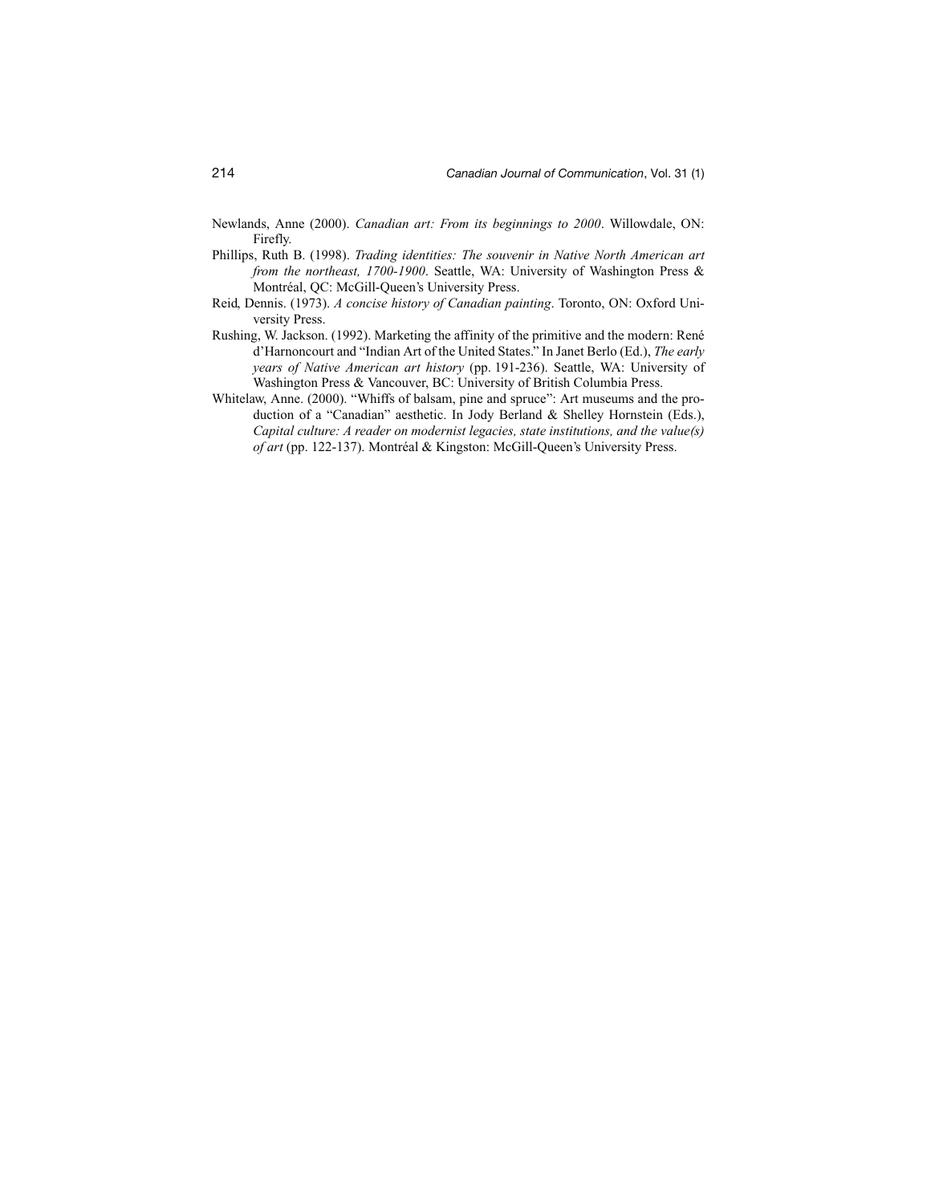Newlands, Anne (2000). *Canadian art: From its beginnings to 2000*. Willowdale, ON: Firefly.

Phillips, Ruth B. (1998). *Trading identities: The souvenir in Native North American art from the northeast, 1700-1900*. Seattle, WA: University of Washington Press & Montréal, QC: McGill-Queen's University Press.

Reid, Dennis. (1973). *A concise history of Canadian painting*. Toronto, ON: Oxford University Press.

Rushing, W. Jackson. (1992). Marketing the affinity of the primitive and the modern: René d'Harnoncourt and "Indian Art of the United States." In Janet Berlo (Ed.), *The early years of Native American art history* (pp. 191-236). Seattle, WA: University of Washington Press & Vancouver, BC: University of British Columbia Press.

Whitelaw, Anne. (2000). "Whiffs of balsam, pine and spruce": Art museums and the production of a "Canadian" aesthetic. In Jody Berland & Shelley Hornstein (Eds.), *Capital culture: A reader on modernist legacies, state institutions, and the value(s) of art* (pp. 122-137). Montréal & Kingston: McGill-Queen's University Press.